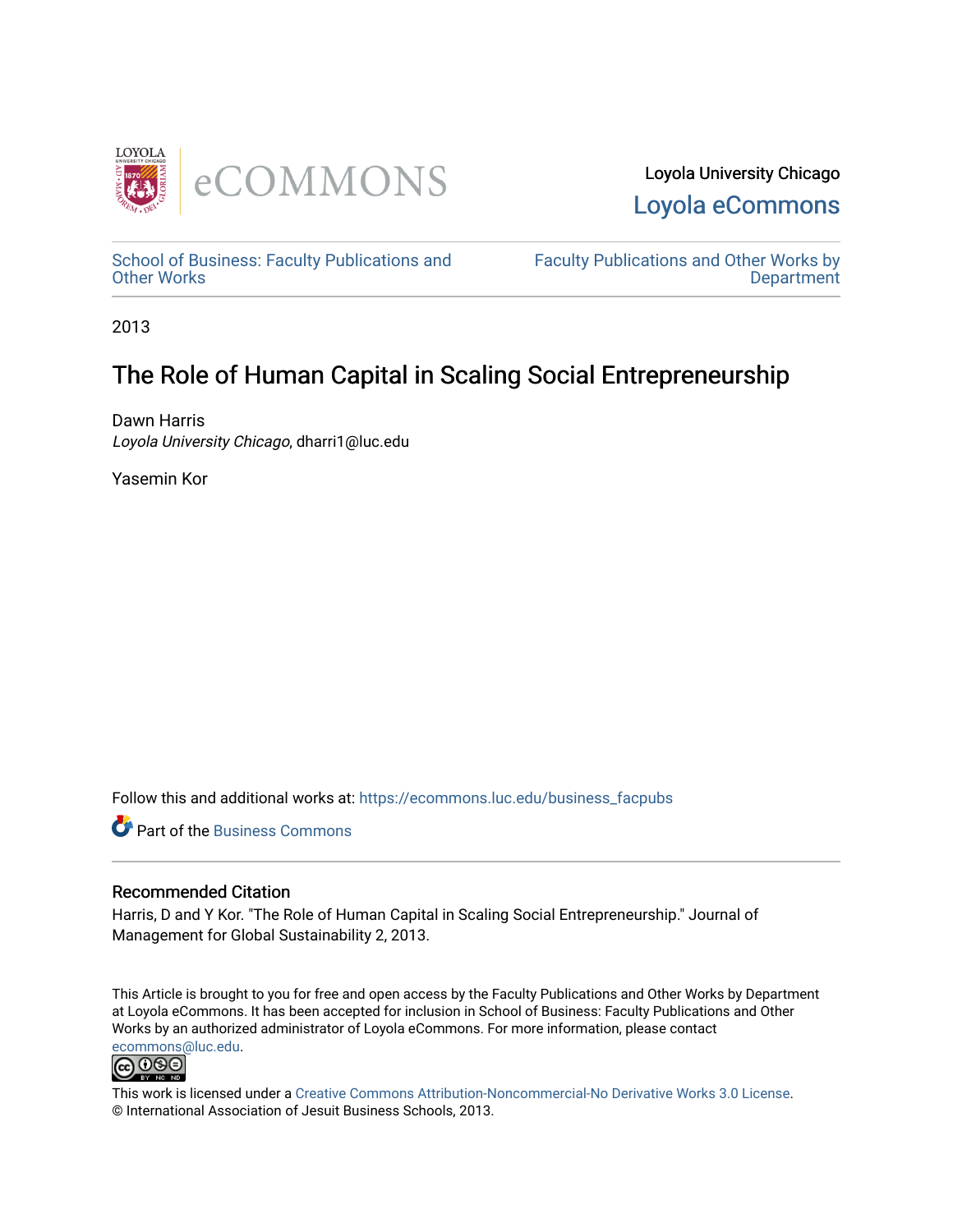Loyola University Chicago

Loyola eCommons

School of Business: Faculty Publications and Other Works

Faculty Publications and Other Works by Department

2013

# The Role of Human Capital in Scaling Social Entrepreneurship

Dawn Harris
*Loyola University Chicago*, dharri1@luc.edu

Yasemin Kor

Follow this and additional works at: https://ecommons.luc.edu/business_facpubs

Part of the Business Commons

### Recommended Citation

Harris, D and Y Kor. "The Role of Human Capital in Scaling Social Entrepreneurship." Journal of Management for Global Sustainability 2, 2013.

This Article is brought to you for free and open access by the Faculty Publications and Other Works by Department at Loyola eCommons. It has been accepted for inclusion in School of Business: Faculty Publications and Other Works by an authorized administrator of Loyola eCommons. For more information, please contact ecommons@luc.edu.

This work is licensed under a Creative Commons Attribution-Noncommercial-No Derivative Works 3.0 License.
© International Association of Jesuit Business Schools, 2013.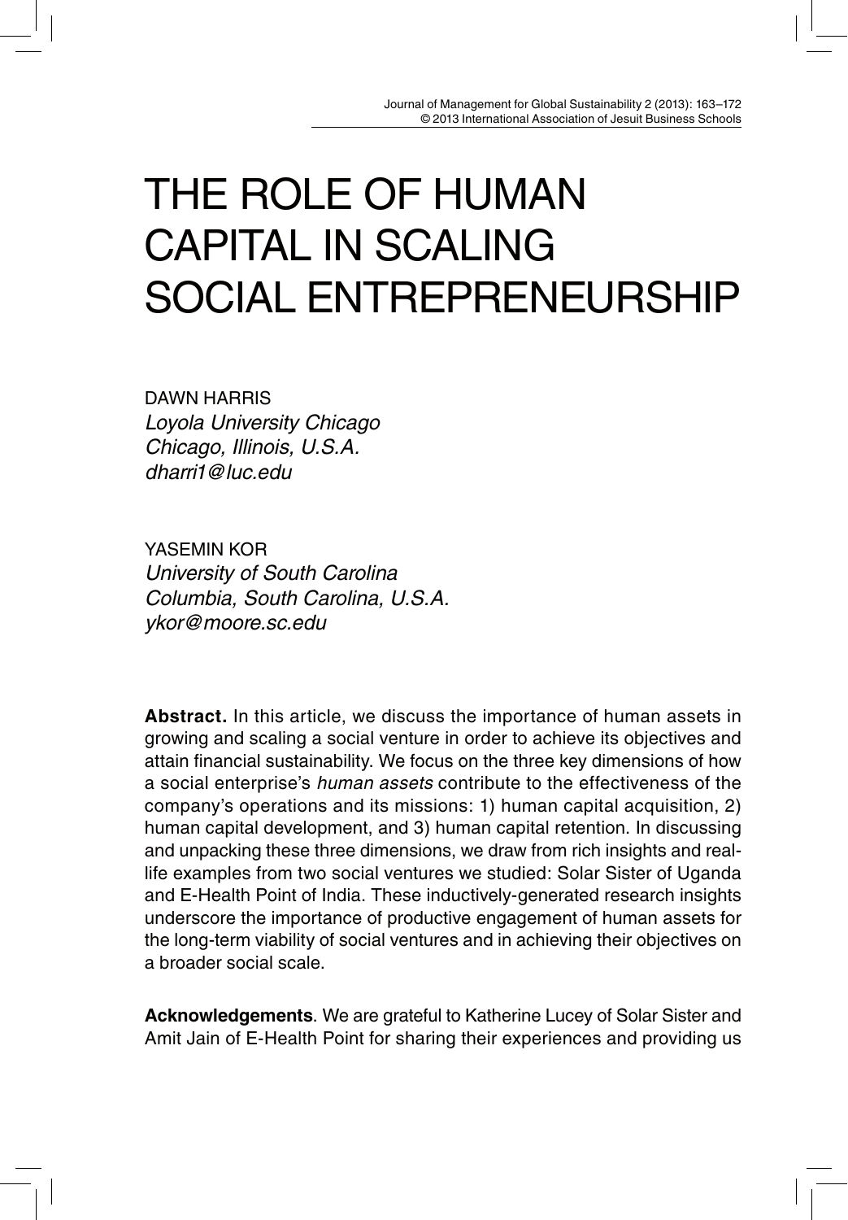# THE ROLE OF HUMAN CAPITAL IN SCALING SOCIAL ENTREPRENEURSHIP

DAWN HARRIS
*Loyola University Chicago*
*Chicago, Illinois, U.S.A.*
*dharri1@luc.edu*

YASEMIN KOR
*University of South Carolina*
*Columbia, South Carolina, U.S.A.*
*ykor@moore.sc.edu*

**Abstract.** In this article, we discuss the importance of human assets in growing and scaling a social venture in order to achieve its objectives and attain financial sustainability. We focus on the three key dimensions of how a social enterprise's *human assets* contribute to the effectiveness of the company's operations and its missions: 1) human capital acquisition, 2) human capital development, and 3) human capital retention. In discussing and unpacking these three dimensions, we draw from rich insights and real-life examples from two social ventures we studied: Solar Sister of Uganda and E-Health Point of India. These inductively-generated research insights underscore the importance of productive engagement of human assets for the long-term viability of social ventures and in achieving their objectives on a broader social scale.

**Acknowledgements**. We are grateful to Katherine Lucey of Solar Sister and Amit Jain of E-Health Point for sharing their experiences and providing us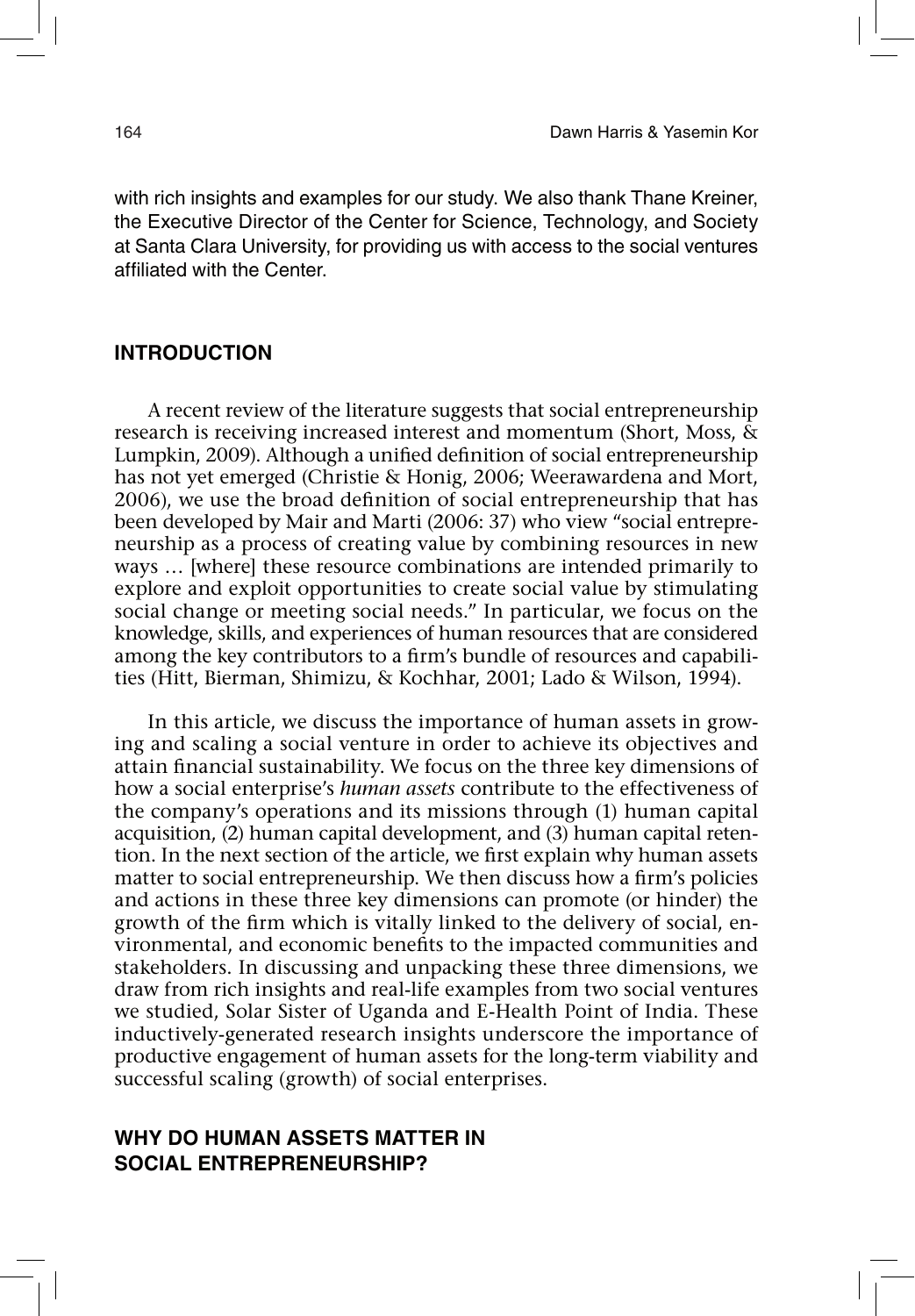with rich insights and examples for our study. We also thank Thane Kreiner, the Executive Director of the Center for Science, Technology, and Society at Santa Clara University, for providing us with access to the social ventures affiliated with the Center.

## INTRODUCTION

A recent review of the literature suggests that social entrepreneurship research is receiving increased interest and momentum (Short, Moss, & Lumpkin, 2009). Although a unified definition of social entrepreneurship has not yet emerged (Christie & Honig, 2006; Weerawardena and Mort, 2006), we use the broad definition of social entrepreneurship that has been developed by Mair and Marti (2006: 37) who view "social entrepreneurship as a process of creating value by combining resources in new ways … [where] these resource combinations are intended primarily to explore and exploit opportunities to create social value by stimulating social change or meeting social needs." In particular, we focus on the knowledge, skills, and experiences of human resources that are considered among the key contributors to a firm's bundle of resources and capabilities (Hitt, Bierman, Shimizu, & Kochhar, 2001; Lado & Wilson, 1994).

In this article, we discuss the importance of human assets in growing and scaling a social venture in order to achieve its objectives and attain financial sustainability. We focus on the three key dimensions of how a social enterprise's *human assets* contribute to the effectiveness of the company's operations and its missions through (1) human capital acquisition, (2) human capital development, and (3) human capital retention. In the next section of the article, we first explain why human assets matter to social entrepreneurship. We then discuss how a firm's policies and actions in these three key dimensions can promote (or hinder) the growth of the firm which is vitally linked to the delivery of social, environmental, and economic benefits to the impacted communities and stakeholders. In discussing and unpacking these three dimensions, we draw from rich insights and real-life examples from two social ventures we studied, Solar Sister of Uganda and E-Health Point of India. These inductively-generated research insights underscore the importance of productive engagement of human assets for the long-term viability and successful scaling (growth) of social enterprises.

## WHY DO HUMAN ASSETS MATTER IN SOCIAL ENTREPRENEURSHIP?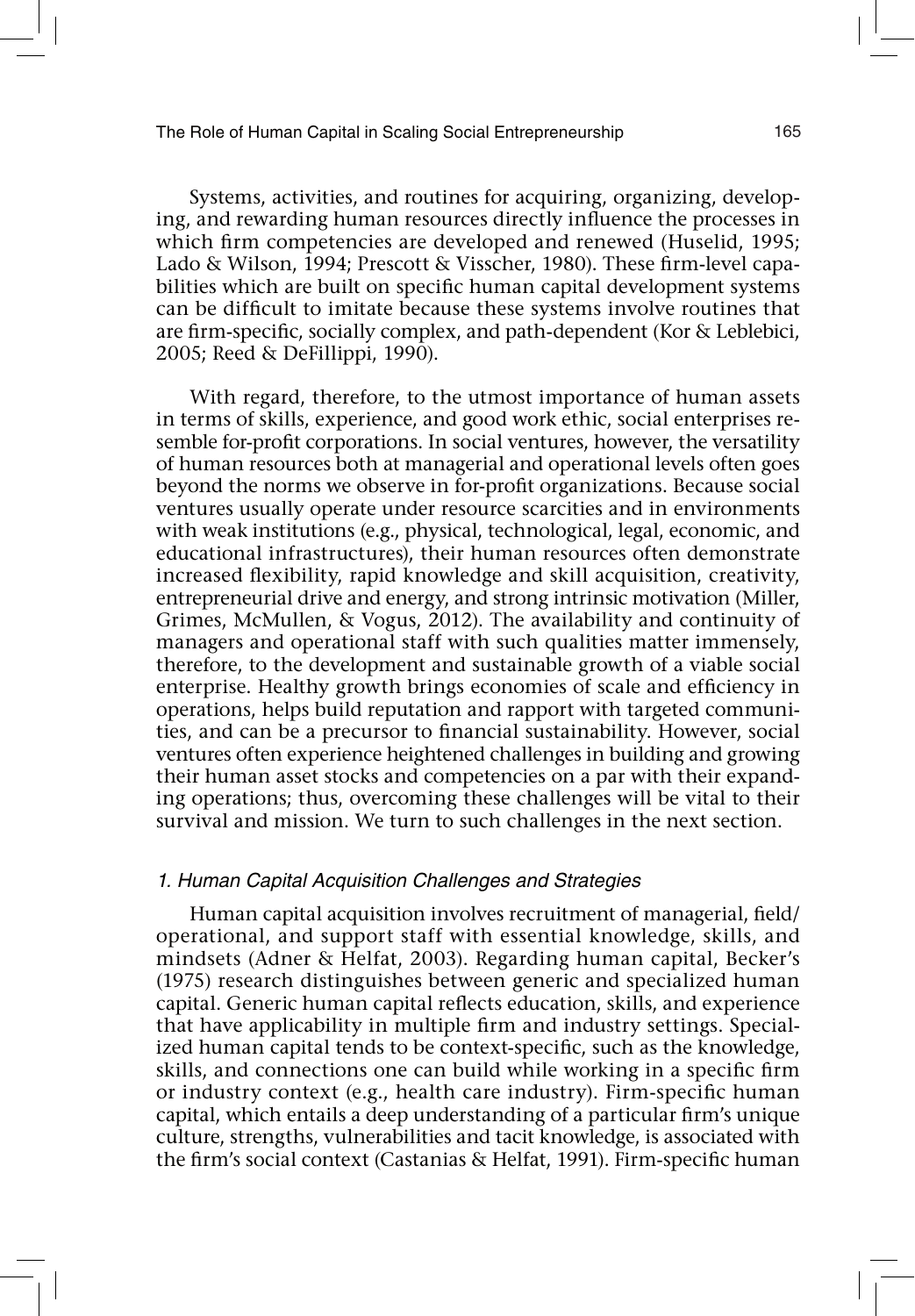Systems, activities, and routines for acquiring, organizing, developing, and rewarding human resources directly influence the processes in which firm competencies are developed and renewed (Huselid, 1995; Lado & Wilson, 1994; Prescott & Visscher, 1980). These firm-level capabilities which are built on specific human capital development systems can be difficult to imitate because these systems involve routines that are firm-specific, socially complex, and path-dependent (Kor & Leblebici, 2005; Reed & DeFillippi, 1990).

With regard, therefore, to the utmost importance of human assets in terms of skills, experience, and good work ethic, social enterprises resemble for-profit corporations. In social ventures, however, the versatility of human resources both at managerial and operational levels often goes beyond the norms we observe in for-profit organizations. Because social ventures usually operate under resource scarcities and in environments with weak institutions (e.g., physical, technological, legal, economic, and educational infrastructures), their human resources often demonstrate increased flexibility, rapid knowledge and skill acquisition, creativity, entrepreneurial drive and energy, and strong intrinsic motivation (Miller, Grimes, McMullen, & Vogus, 2012). The availability and continuity of managers and operational staff with such qualities matter immensely, therefore, to the development and sustainable growth of a viable social enterprise. Healthy growth brings economies of scale and efficiency in operations, helps build reputation and rapport with targeted communities, and can be a precursor to financial sustainability. However, social ventures often experience heightened challenges in building and growing their human asset stocks and competencies on a par with their expanding operations; thus, overcoming these challenges will be vital to their survival and mission. We turn to such challenges in the next section.

### *1. Human Capital Acquisition Challenges and Strategies*

Human capital acquisition involves recruitment of managerial, field/operational, and support staff with essential knowledge, skills, and mindsets (Adner & Helfat, 2003). Regarding human capital, Becker's (1975) research distinguishes between generic and specialized human capital. Generic human capital reflects education, skills, and experience that have applicability in multiple firm and industry settings. Specialized human capital tends to be context-specific, such as the knowledge, skills, and connections one can build while working in a specific firm or industry context (e.g., health care industry). Firm-specific human capital, which entails a deep understanding of a particular firm's unique culture, strengths, vulnerabilities and tacit knowledge, is associated with the firm's social context (Castanias & Helfat, 1991). Firm-specific human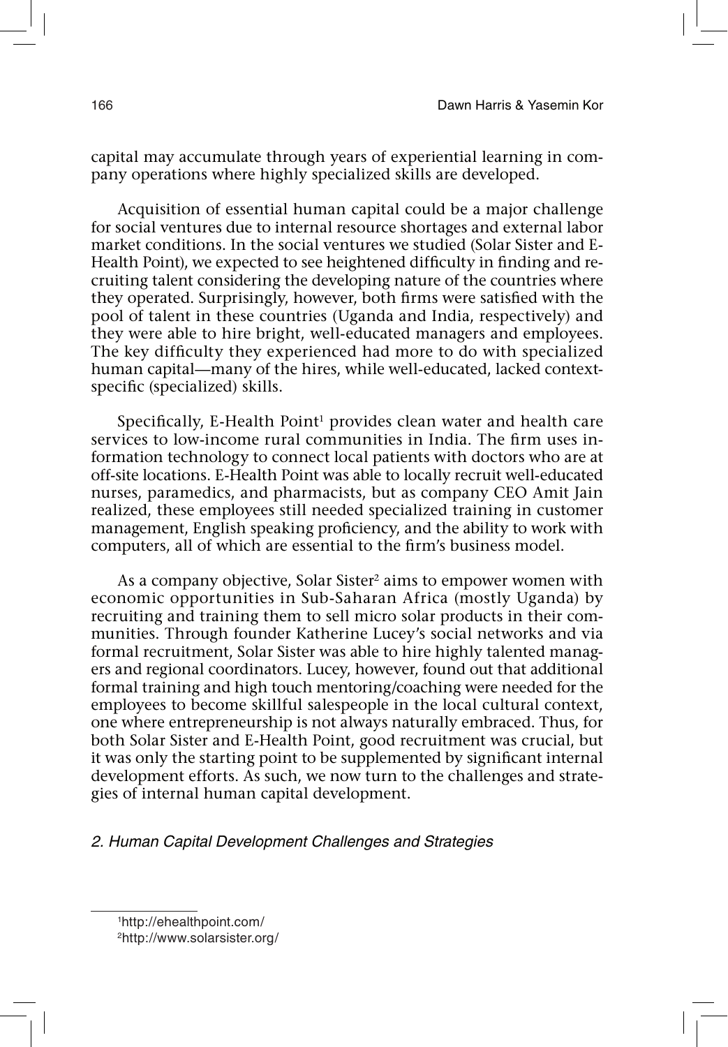capital may accumulate through years of experiential learning in company operations where highly specialized skills are developed.

Acquisition of essential human capital could be a major challenge for social ventures due to internal resource shortages and external labor market conditions. In the social ventures we studied (Solar Sister and E-Health Point), we expected to see heightened difficulty in finding and recruiting talent considering the developing nature of the countries where they operated. Surprisingly, however, both firms were satisfied with the pool of talent in these countries (Uganda and India, respectively) and they were able to hire bright, well-educated managers and employees. The key difficulty they experienced had more to do with specialized human capital—many of the hires, while well-educated, lacked context-specific (specialized) skills.

Specifically, E-Health Point[1] provides clean water and health care services to low-income rural communities in India. The firm uses information technology to connect local patients with doctors who are at off-site locations. E-Health Point was able to locally recruit well-educated nurses, paramedics, and pharmacists, but as company CEO Amit Jain realized, these employees still needed specialized training in customer management, English speaking proficiency, and the ability to work with computers, all of which are essential to the firm's business model.

As a company objective, Solar Sister[2] aims to empower women with economic opportunities in Sub-Saharan Africa (mostly Uganda) by recruiting and training them to sell micro solar products in their communities. Through founder Katherine Lucey's social networks and via formal recruitment, Solar Sister was able to hire highly talented managers and regional coordinators. Lucey, however, found out that additional formal training and high touch mentoring/coaching were needed for the employees to become skillful salespeople in the local cultural context, one where entrepreneurship is not always naturally embraced. Thus, for both Solar Sister and E-Health Point, good recruitment was crucial, but it was only the starting point to be supplemented by significant internal development efforts. As such, we now turn to the challenges and strategies of internal human capital development.

*2. Human Capital Development Challenges and Strategies*

---

[1] http://ehealthpoint.com/

[2] http://www.solarsister.org/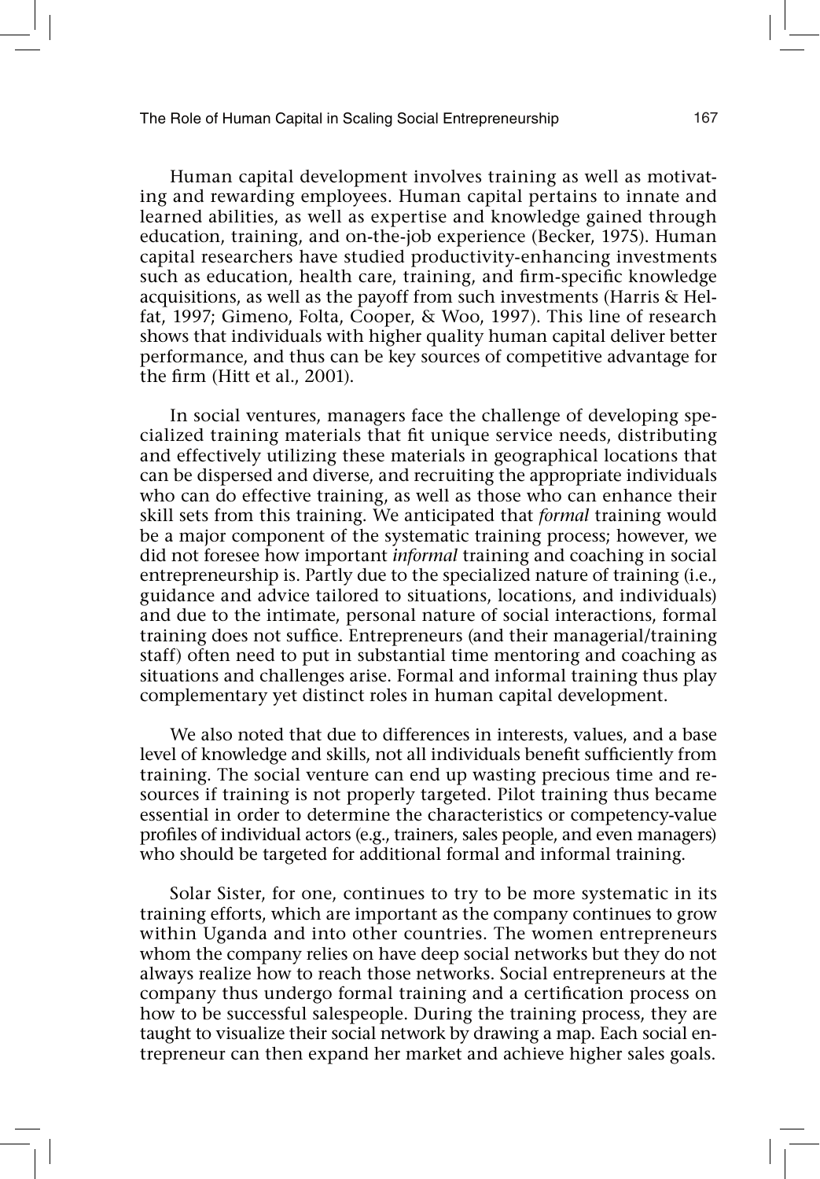Human capital development involves training as well as motivating and rewarding employees. Human capital pertains to innate and learned abilities, as well as expertise and knowledge gained through education, training, and on-the-job experience (Becker, 1975). Human capital researchers have studied productivity-enhancing investments such as education, health care, training, and firm-specific knowledge acquisitions, as well as the payoff from such investments (Harris & Helfat, 1997; Gimeno, Folta, Cooper, & Woo, 1997). This line of research shows that individuals with higher quality human capital deliver better performance, and thus can be key sources of competitive advantage for the firm (Hitt et al., 2001).

In social ventures, managers face the challenge of developing specialized training materials that fit unique service needs, distributing and effectively utilizing these materials in geographical locations that can be dispersed and diverse, and recruiting the appropriate individuals who can do effective training, as well as those who can enhance their skill sets from this training. We anticipated that *formal* training would be a major component of the systematic training process; however, we did not foresee how important *informal* training and coaching in social entrepreneurship is. Partly due to the specialized nature of training (i.e., guidance and advice tailored to situations, locations, and individuals) and due to the intimate, personal nature of social interactions, formal training does not suffice. Entrepreneurs (and their managerial/training staff) often need to put in substantial time mentoring and coaching as situations and challenges arise. Formal and informal training thus play complementary yet distinct roles in human capital development.

We also noted that due to differences in interests, values, and a base level of knowledge and skills, not all individuals benefit sufficiently from training. The social venture can end up wasting precious time and resources if training is not properly targeted. Pilot training thus became essential in order to determine the characteristics or competency-value profiles of individual actors (e.g., trainers, sales people, and even managers) who should be targeted for additional formal and informal training.

Solar Sister, for one, continues to try to be more systematic in its training efforts, which are important as the company continues to grow within Uganda and into other countries. The women entrepreneurs whom the company relies on have deep social networks but they do not always realize how to reach those networks. Social entrepreneurs at the company thus undergo formal training and a certification process on how to be successful salespeople. During the training process, they are taught to visualize their social network by drawing a map. Each social entrepreneur can then expand her market and achieve higher sales goals.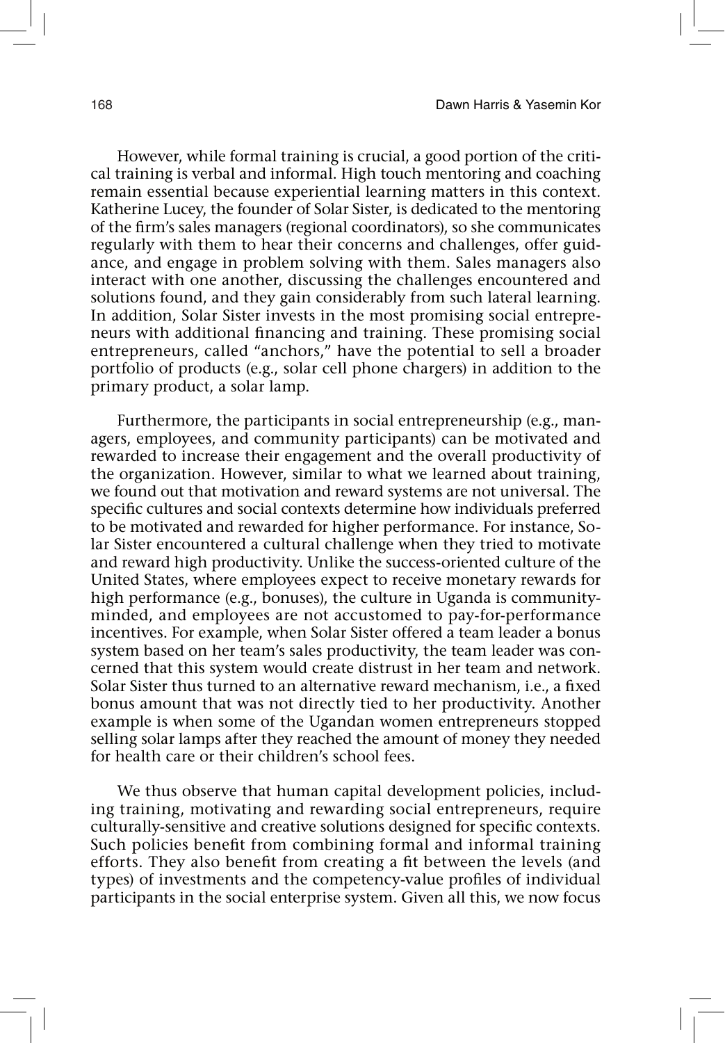However, while formal training is crucial, a good portion of the critical training is verbal and informal. High touch mentoring and coaching remain essential because experiential learning matters in this context. Katherine Lucey, the founder of Solar Sister, is dedicated to the mentoring of the firm's sales managers (regional coordinators), so she communicates regularly with them to hear their concerns and challenges, offer guidance, and engage in problem solving with them. Sales managers also interact with one another, discussing the challenges encountered and solutions found, and they gain considerably from such lateral learning. In addition, Solar Sister invests in the most promising social entrepreneurs with additional financing and training. These promising social entrepreneurs, called "anchors," have the potential to sell a broader portfolio of products (e.g., solar cell phone chargers) in addition to the primary product, a solar lamp.

Furthermore, the participants in social entrepreneurship (e.g., managers, employees, and community participants) can be motivated and rewarded to increase their engagement and the overall productivity of the organization. However, similar to what we learned about training, we found out that motivation and reward systems are not universal. The specific cultures and social contexts determine how individuals preferred to be motivated and rewarded for higher performance. For instance, Solar Sister encountered a cultural challenge when they tried to motivate and reward high productivity. Unlike the success-oriented culture of the United States, where employees expect to receive monetary rewards for high performance (e.g., bonuses), the culture in Uganda is community-minded, and employees are not accustomed to pay-for-performance incentives. For example, when Solar Sister offered a team leader a bonus system based on her team's sales productivity, the team leader was concerned that this system would create distrust in her team and network. Solar Sister thus turned to an alternative reward mechanism, i.e., a fixed bonus amount that was not directly tied to her productivity. Another example is when some of the Ugandan women entrepreneurs stopped selling solar lamps after they reached the amount of money they needed for health care or their children's school fees.

We thus observe that human capital development policies, including training, motivating and rewarding social entrepreneurs, require culturally-sensitive and creative solutions designed for specific contexts. Such policies benefit from combining formal and informal training efforts. They also benefit from creating a fit between the levels (and types) of investments and the competency-value profiles of individual participants in the social enterprise system. Given all this, we now focus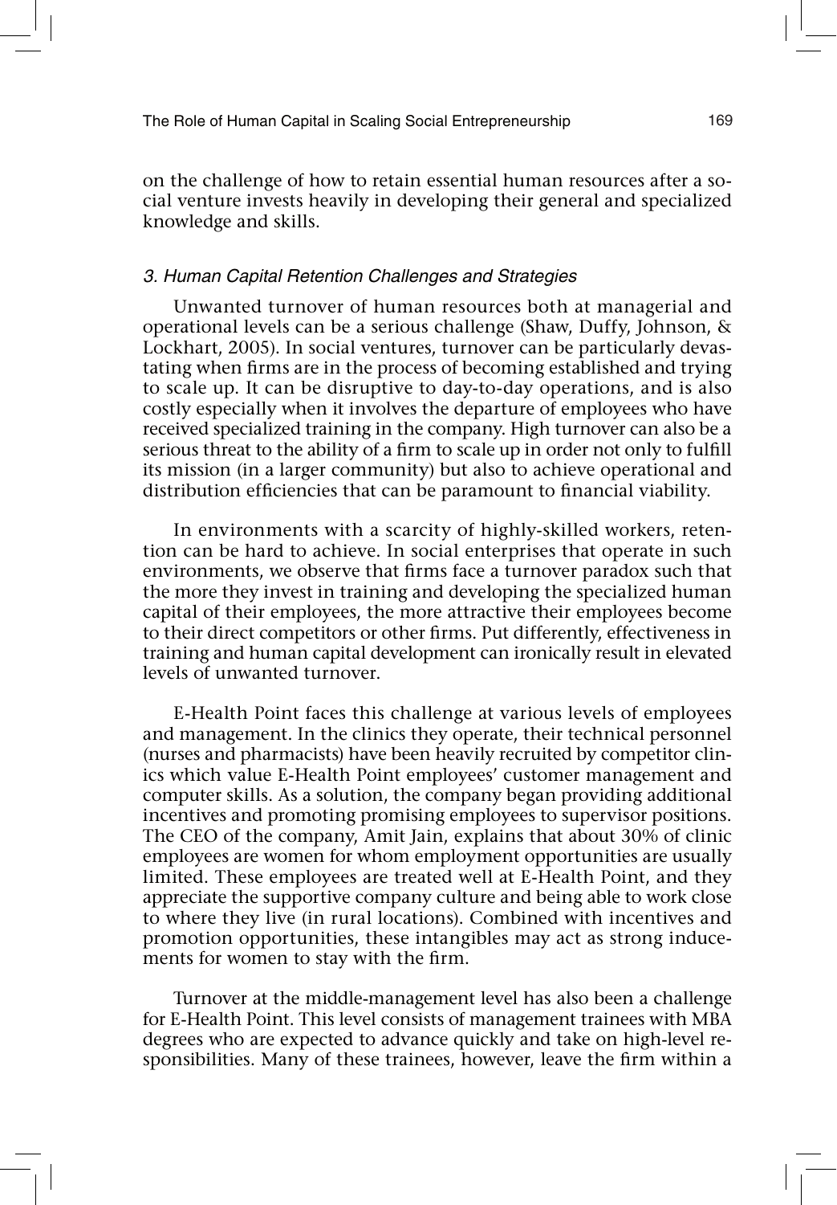on the challenge of how to retain essential human resources after a social venture invests heavily in developing their general and specialized knowledge and skills.

### *3. Human Capital Retention Challenges and Strategies*

Unwanted turnover of human resources both at managerial and operational levels can be a serious challenge (Shaw, Duffy, Johnson, & Lockhart, 2005). In social ventures, turnover can be particularly devastating when firms are in the process of becoming established and trying to scale up. It can be disruptive to day-to-day operations, and is also costly especially when it involves the departure of employees who have received specialized training in the company. High turnover can also be a serious threat to the ability of a firm to scale up in order not only to fulfill its mission (in a larger community) but also to achieve operational and distribution efficiencies that can be paramount to financial viability.

In environments with a scarcity of highly-skilled workers, retention can be hard to achieve. In social enterprises that operate in such environments, we observe that firms face a turnover paradox such that the more they invest in training and developing the specialized human capital of their employees, the more attractive their employees become to their direct competitors or other firms. Put differently, effectiveness in training and human capital development can ironically result in elevated levels of unwanted turnover.

E-Health Point faces this challenge at various levels of employees and management. In the clinics they operate, their technical personnel (nurses and pharmacists) have been heavily recruited by competitor clinics which value E-Health Point employees' customer management and computer skills. As a solution, the company began providing additional incentives and promoting promising employees to supervisor positions. The CEO of the company, Amit Jain, explains that about 30% of clinic employees are women for whom employment opportunities are usually limited. These employees are treated well at E-Health Point, and they appreciate the supportive company culture and being able to work close to where they live (in rural locations). Combined with incentives and promotion opportunities, these intangibles may act as strong inducements for women to stay with the firm.

Turnover at the middle-management level has also been a challenge for E-Health Point. This level consists of management trainees with MBA degrees who are expected to advance quickly and take on high-level responsibilities. Many of these trainees, however, leave the firm within a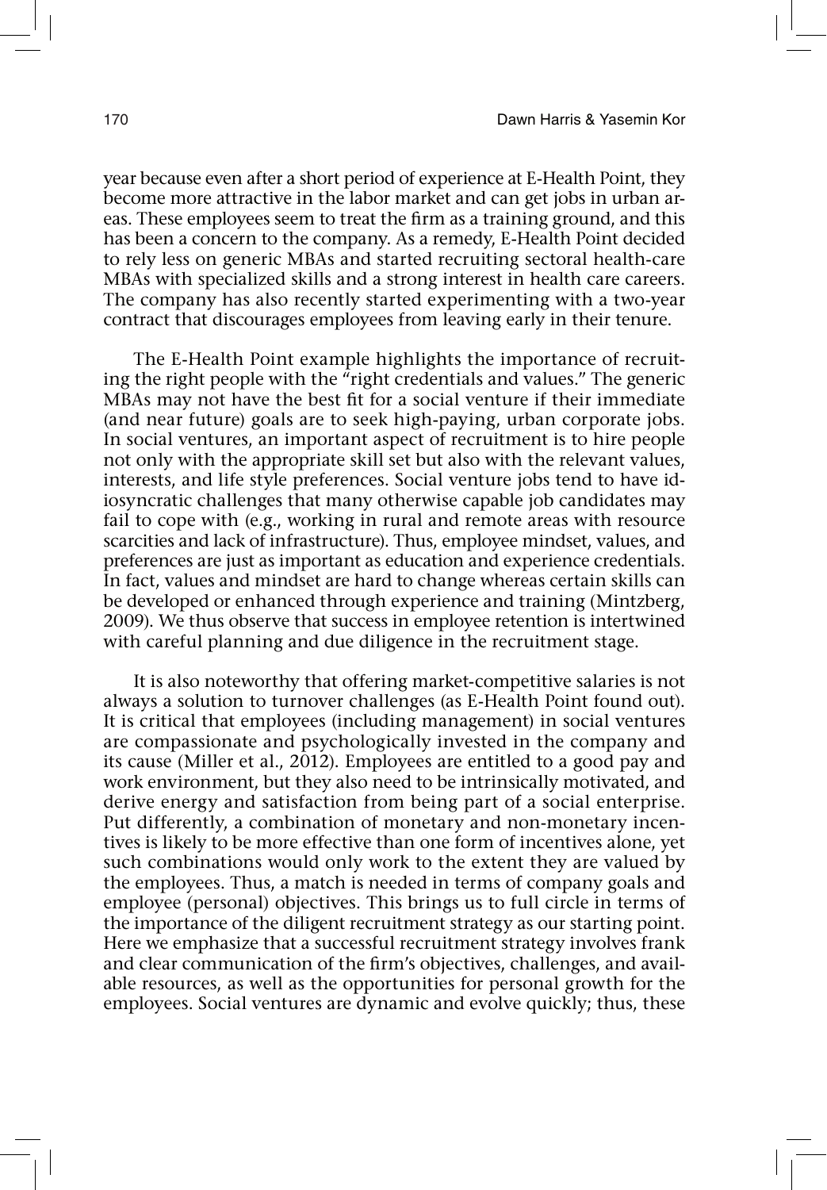year because even after a short period of experience at E-Health Point, they become more attractive in the labor market and can get jobs in urban areas. These employees seem to treat the firm as a training ground, and this has been a concern to the company. As a remedy, E-Health Point decided to rely less on generic MBAs and started recruiting sectoral health-care MBAs with specialized skills and a strong interest in health care careers. The company has also recently started experimenting with a two-year contract that discourages employees from leaving early in their tenure.

The E-Health Point example highlights the importance of recruiting the right people with the "right credentials and values." The generic MBAs may not have the best fit for a social venture if their immediate (and near future) goals are to seek high-paying, urban corporate jobs. In social ventures, an important aspect of recruitment is to hire people not only with the appropriate skill set but also with the relevant values, interests, and life style preferences. Social venture jobs tend to have idiosyncratic challenges that many otherwise capable job candidates may fail to cope with (e.g., working in rural and remote areas with resource scarcities and lack of infrastructure). Thus, employee mindset, values, and preferences are just as important as education and experience credentials. In fact, values and mindset are hard to change whereas certain skills can be developed or enhanced through experience and training (Mintzberg, 2009). We thus observe that success in employee retention is intertwined with careful planning and due diligence in the recruitment stage.

It is also noteworthy that offering market-competitive salaries is not always a solution to turnover challenges (as E-Health Point found out). It is critical that employees (including management) in social ventures are compassionate and psychologically invested in the company and its cause (Miller et al., 2012). Employees are entitled to a good pay and work environment, but they also need to be intrinsically motivated, and derive energy and satisfaction from being part of a social enterprise. Put differently, a combination of monetary and non-monetary incentives is likely to be more effective than one form of incentives alone, yet such combinations would only work to the extent they are valued by the employees. Thus, a match is needed in terms of company goals and employee (personal) objectives. This brings us to full circle in terms of the importance of the diligent recruitment strategy as our starting point. Here we emphasize that a successful recruitment strategy involves frank and clear communication of the firm's objectives, challenges, and available resources, as well as the opportunities for personal growth for the employees. Social ventures are dynamic and evolve quickly; thus, these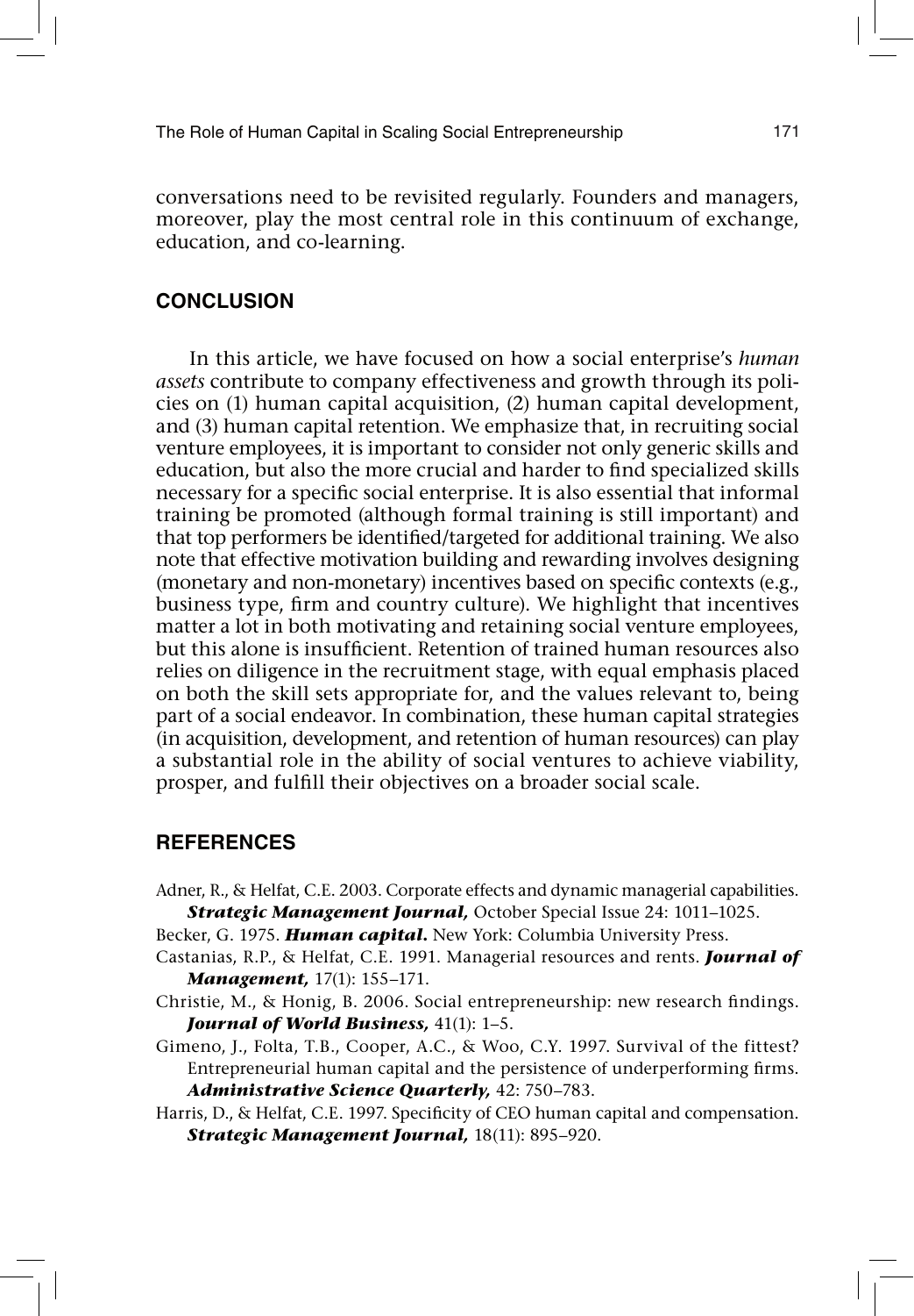conversations need to be revisited regularly. Founders and managers, moreover, play the most central role in this continuum of exchange, education, and co-learning.

## CONCLUSION

In this article, we have focused on how a social enterprise's *human assets* contribute to company effectiveness and growth through its policies on (1) human capital acquisition, (2) human capital development, and (3) human capital retention. We emphasize that, in recruiting social venture employees, it is important to consider not only generic skills and education, but also the more crucial and harder to find specialized skills necessary for a specific social enterprise. It is also essential that informal training be promoted (although formal training is still important) and that top performers be identified/targeted for additional training. We also note that effective motivation building and rewarding involves designing (monetary and non-monetary) incentives based on specific contexts (e.g., business type, firm and country culture). We highlight that incentives matter a lot in both motivating and retaining social venture employees, but this alone is insufficient. Retention of trained human resources also relies on diligence in the recruitment stage, with equal emphasis placed on both the skill sets appropriate for, and the values relevant to, being part of a social endeavor. In combination, these human capital strategies (in acquisition, development, and retention of human resources) can play a substantial role in the ability of social ventures to achieve viability, prosper, and fulfill their objectives on a broader social scale.

## REFERENCES

Adner, R., & Helfat, C.E. 2003. Corporate effects and dynamic managerial capabilities. ***Strategic Management Journal,*** October Special Issue 24: 1011–1025.

Becker, G. 1975. ***Human capital.*** New York: Columbia University Press.

Castanias, R.P., & Helfat, C.E. 1991. Managerial resources and rents. ***Journal of Management,*** 17(1): 155–171.

Christie, M., & Honig, B. 2006. Social entrepreneurship: new research findings. ***Journal of World Business,*** 41(1): 1–5.

Gimeno, J., Folta, T.B., Cooper, A.C., & Woo, C.Y. 1997. Survival of the fittest? Entrepreneurial human capital and the persistence of underperforming firms. ***Administrative Science Quarterly,*** 42: 750–783.

Harris, D., & Helfat, C.E. 1997. Specificity of CEO human capital and compensation. ***Strategic Management Journal,*** 18(11): 895–920.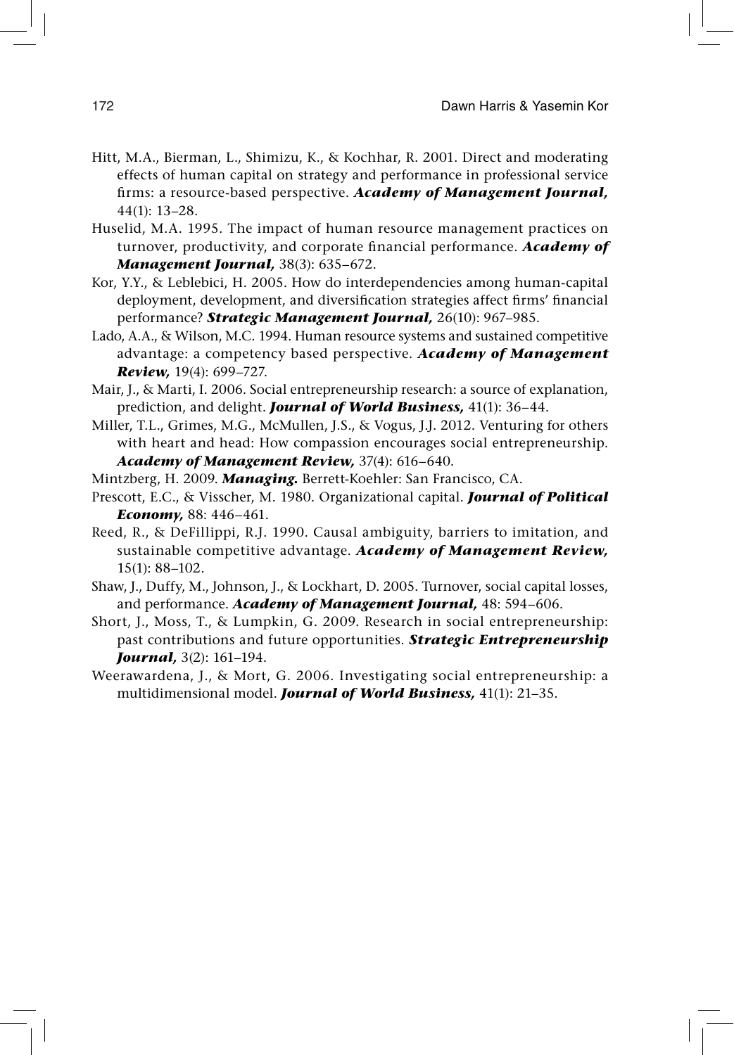Hitt, M.A., Bierman, L., Shimizu, K., & Kochhar, R. 2001. Direct and moderating effects of human capital on strategy and performance in professional service firms: a resource-based perspective. ***Academy of Management Journal,*** 44(1): 13–28.

Huselid, M.A. 1995. The impact of human resource management practices on turnover, productivity, and corporate financial performance. ***Academy of Management Journal,*** 38(3): 635–672.

Kor, Y.Y., & Leblebici, H. 2005. How do interdependencies among human-capital deployment, development, and diversification strategies affect firms' financial performance? ***Strategic Management Journal,*** 26(10): 967–985.

Lado, A.A., & Wilson, M.C. 1994. Human resource systems and sustained competitive advantage: a competency based perspective. ***Academy of Management Review,*** 19(4): 699–727.

Mair, J., & Marti, I. 2006. Social entrepreneurship research: a source of explanation, prediction, and delight. ***Journal of World Business,*** 41(1): 36–44.

Miller, T.L., Grimes, M.G., McMullen, J.S., & Vogus, J.J. 2012. Venturing for others with heart and head: How compassion encourages social entrepreneurship. ***Academy of Management Review,*** 37(4): 616–640.

Mintzberg, H. 2009. ***Managing.*** Berrett-Koehler: San Francisco, CA.

Prescott, E.C., & Visscher, M. 1980. Organizational capital. ***Journal of Political Economy,*** 88: 446–461.

Reed, R., & DeFillippi, R.J. 1990. Causal ambiguity, barriers to imitation, and sustainable competitive advantage. ***Academy of Management Review,*** 15(1): 88–102.

Shaw, J., Duffy, M., Johnson, J., & Lockhart, D. 2005. Turnover, social capital losses, and performance. ***Academy of Management Journal,*** 48: 594–606.

Short, J., Moss, T., & Lumpkin, G. 2009. Research in social entrepreneurship: past contributions and future opportunities. ***Strategic Entrepreneurship Journal,*** 3(2): 161–194.

Weerawardena, J., & Mort, G. 2006. Investigating social entrepreneurship: a multidimensional model. ***Journal of World Business,*** 41(1): 21–35.